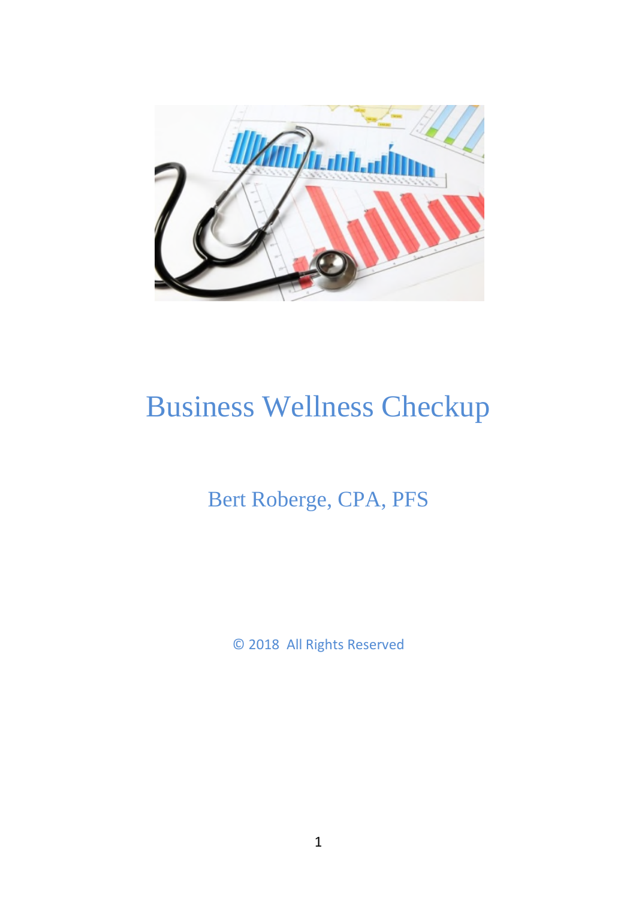# Business Wellness Checkup

Bert Roberge, CPA, PFS

© 2018 All Rights Reserved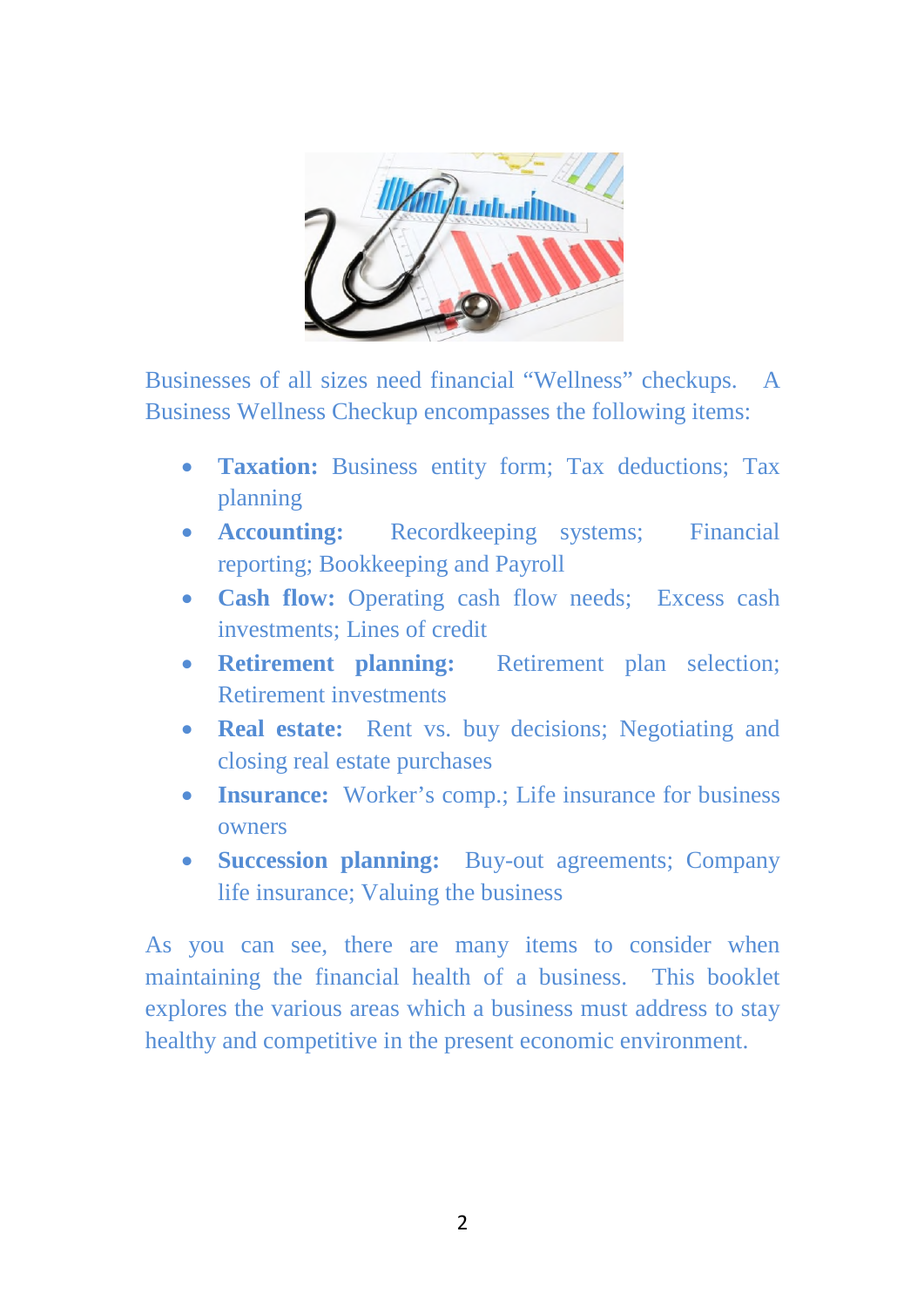Businesses of all sizes need financial "Wellness" checkups. A Business Wellness Checkup encompasses the following items:

- **Taxation:** Business entity form; Tax deductions; Tax planning
- **Accounting:** Recordkeeping systems; Financial reporting; Bookkeeping and Payroll
- **Cash flow:** Operating cash flow needs; Excess cash investments; Lines of credit
- **Retirement planning:** Retirement plan selection; Retirement investments
- **Real estate:** Rent vs. buy decisions; Negotiating and closing real estate purchases
- **Insurance:** Worker's comp.; Life insurance for business owners
- **Succession planning:** Buy-out agreements; Company life insurance; Valuing the business

As you can see, there are many items to consider when maintaining the financial health of a business. This booklet explores the various areas which a business must address to stay healthy and competitive in the present economic environment.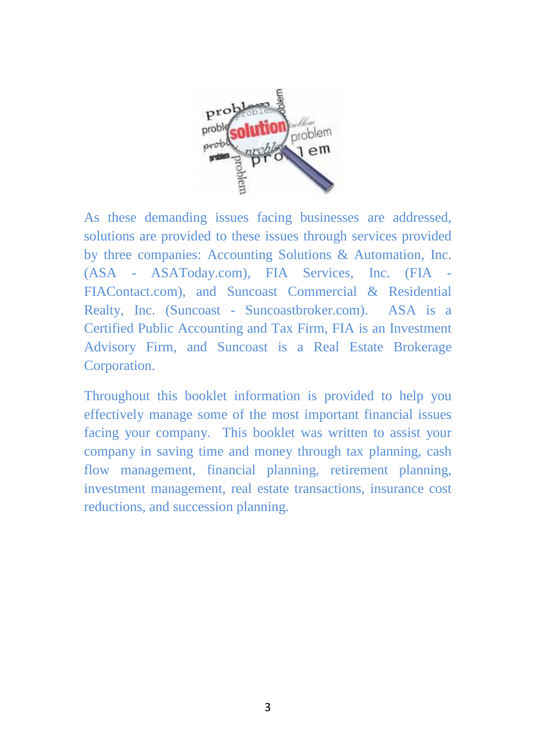As these demanding issues facing businesses are addressed, solutions are provided to these issues through services provided by three companies: Accounting Solutions & Automation, Inc. (ASA - ASAToday.com), FIA Services, Inc. (FIA - FIAContact.com), and Suncoast Commercial & Residential Realty, Inc. (Suncoast - Suncoastbroker.com). ASA is a Certified Public Accounting and Tax Firm, FIA is an Investment Advisory Firm, and Suncoast is a Real Estate Brokerage Corporation.

Throughout this booklet information is provided to help you effectively manage some of the most important financial issues facing your company. This booklet was written to assist your company in saving time and money through tax planning, cash flow management, financial planning, retirement planning, investment management, real estate transactions, insurance cost reductions, and succession planning.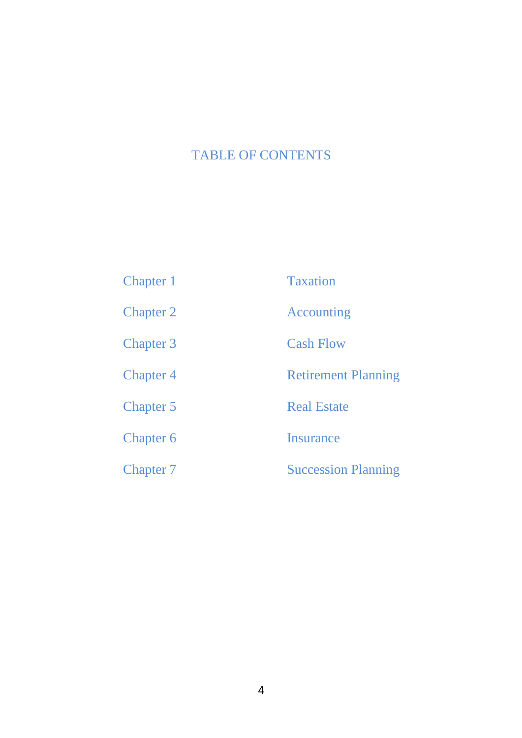# TABLE OF CONTENTS

| | |
|---|---|
| Chapter 1 | Taxation |
| Chapter 2 | Accounting |
| Chapter 3 | Cash Flow |
| Chapter 4 | Retirement Planning |
| Chapter 5 | Real Estate |
| Chapter 6 | Insurance |
| Chapter 7 | Succession Planning |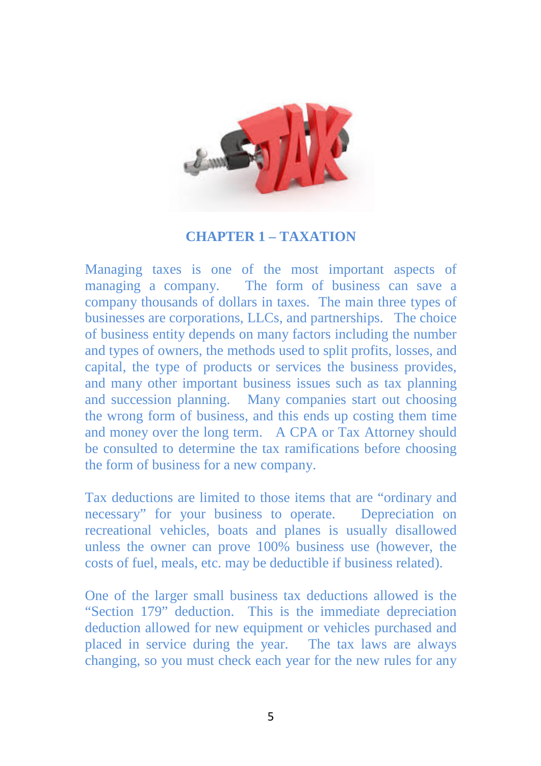## CHAPTER 1 – TAXATION

Managing taxes is one of the most important aspects of managing a company. The form of business can save a company thousands of dollars in taxes. The main three types of businesses are corporations, LLCs, and partnerships. The choice of business entity depends on many factors including the number and types of owners, the methods used to split profits, losses, and capital, the type of products or services the business provides, and many other important business issues such as tax planning and succession planning. Many companies start out choosing the wrong form of business, and this ends up costing them time and money over the long term. A CPA or Tax Attorney should be consulted to determine the tax ramifications before choosing the form of business for a new company.

Tax deductions are limited to those items that are "ordinary and necessary" for your business to operate. Depreciation on recreational vehicles, boats and planes is usually disallowed unless the owner can prove 100% business use (however, the costs of fuel, meals, etc. may be deductible if business related).

One of the larger small business tax deductions allowed is the "Section 179" deduction. This is the immediate depreciation deduction allowed for new equipment or vehicles purchased and placed in service during the year. The tax laws are always changing, so you must check each year for the new rules for any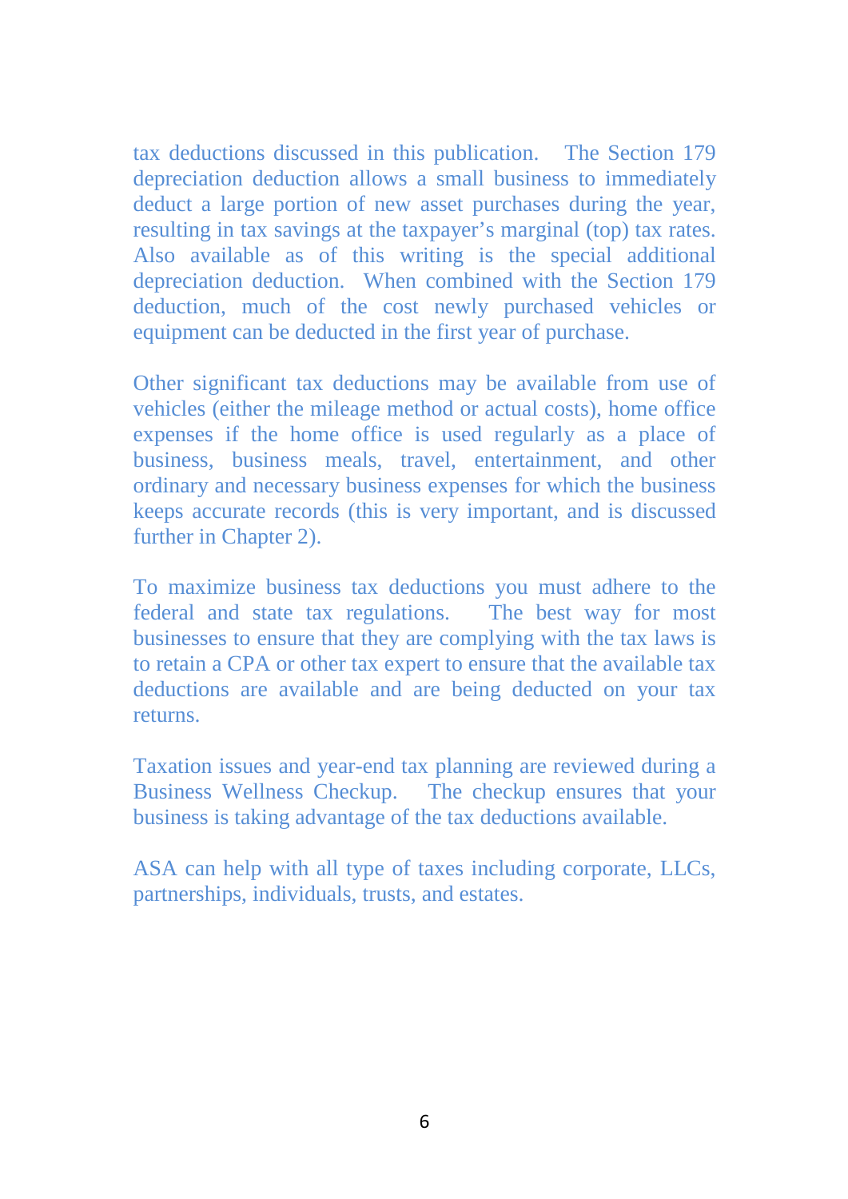tax deductions discussed in this publication. The Section 179 depreciation deduction allows a small business to immediately deduct a large portion of new asset purchases during the year, resulting in tax savings at the taxpayer's marginal (top) tax rates. Also available as of this writing is the special additional depreciation deduction. When combined with the Section 179 deduction, much of the cost newly purchased vehicles or equipment can be deducted in the first year of purchase.

Other significant tax deductions may be available from use of vehicles (either the mileage method or actual costs), home office expenses if the home office is used regularly as a place of business, business meals, travel, entertainment, and other ordinary and necessary business expenses for which the business keeps accurate records (this is very important, and is discussed further in Chapter 2).

To maximize business tax deductions you must adhere to the federal and state tax regulations. The best way for most businesses to ensure that they are complying with the tax laws is to retain a CPA or other tax expert to ensure that the available tax deductions are available and are being deducted on your tax returns.

Taxation issues and year-end tax planning are reviewed during a Business Wellness Checkup. The checkup ensures that your business is taking advantage of the tax deductions available.

ASA can help with all type of taxes including corporate, LLCs, partnerships, individuals, trusts, and estates.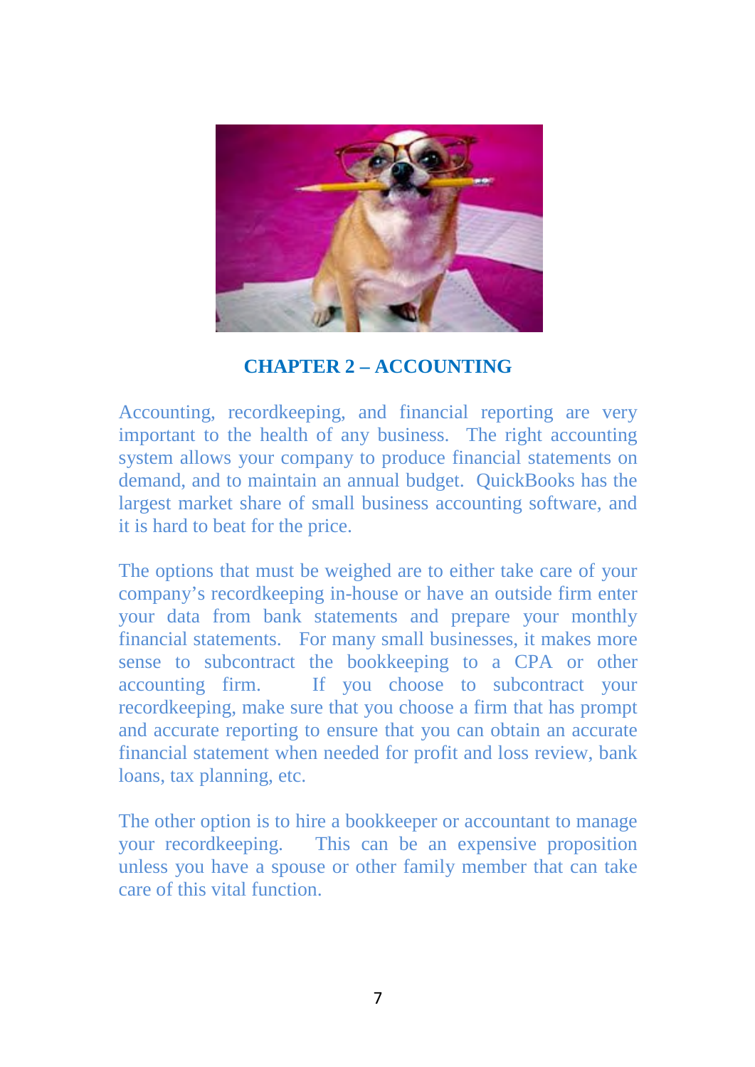## CHAPTER 2 – ACCOUNTING

Accounting, recordkeeping, and financial reporting are very important to the health of any business. The right accounting system allows your company to produce financial statements on demand, and to maintain an annual budget. QuickBooks has the largest market share of small business accounting software, and it is hard to beat for the price.

The options that must be weighed are to either take care of your company's recordkeeping in-house or have an outside firm enter your data from bank statements and prepare your monthly financial statements. For many small businesses, it makes more sense to subcontract the bookkeeping to a CPA or other accounting firm. If you choose to subcontract your recordkeeping, make sure that you choose a firm that has prompt and accurate reporting to ensure that you can obtain an accurate financial statement when needed for profit and loss review, bank loans, tax planning, etc.

The other option is to hire a bookkeeper or accountant to manage your recordkeeping. This can be an expensive proposition unless you have a spouse or other family member that can take care of this vital function.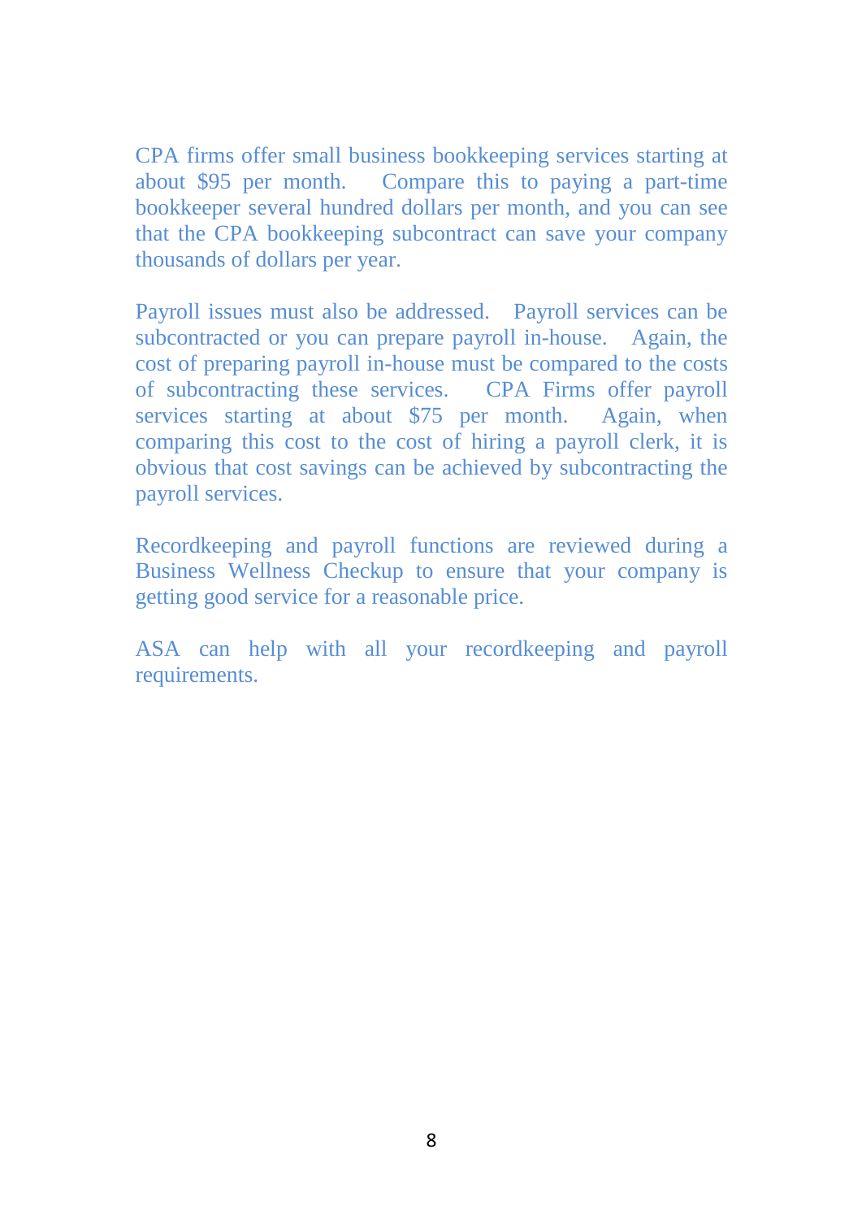CPA firms offer small business bookkeeping services starting at about $95 per month. Compare this to paying a part-time bookkeeper several hundred dollars per month, and you can see that the CPA bookkeeping subcontract can save your company thousands of dollars per year.

Payroll issues must also be addressed. Payroll services can be subcontracted or you can prepare payroll in-house. Again, the cost of preparing payroll in-house must be compared to the costs of subcontracting these services. CPA Firms offer payroll services starting at about $75 per month. Again, when comparing this cost to the cost of hiring a payroll clerk, it is obvious that cost savings can be achieved by subcontracting the payroll services.

Recordkeeping and payroll functions are reviewed during a Business Wellness Checkup to ensure that your company is getting good service for a reasonable price.

ASA can help with all your recordkeeping and payroll requirements.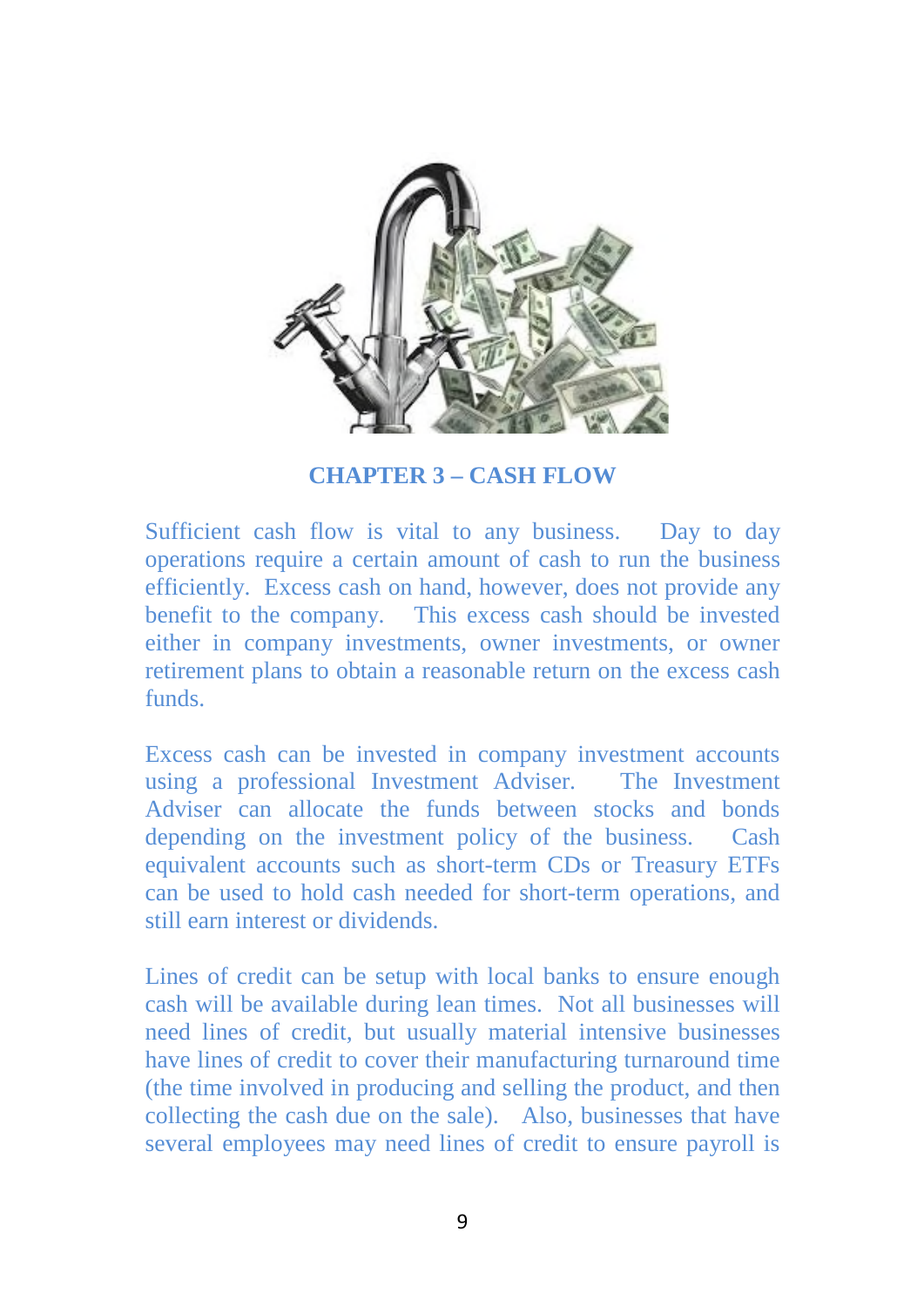# CHAPTER 3 – CASH FLOW

Sufficient cash flow is vital to any business. Day to day operations require a certain amount of cash to run the business efficiently. Excess cash on hand, however, does not provide any benefit to the company. This excess cash should be invested either in company investments, owner investments, or owner retirement plans to obtain a reasonable return on the excess cash funds.

Excess cash can be invested in company investment accounts using a professional Investment Adviser. The Investment Adviser can allocate the funds between stocks and bonds depending on the investment policy of the business. Cash equivalent accounts such as short-term CDs or Treasury ETFs can be used to hold cash needed for short-term operations, and still earn interest or dividends.

Lines of credit can be setup with local banks to ensure enough cash will be available during lean times. Not all businesses will need lines of credit, but usually material intensive businesses have lines of credit to cover their manufacturing turnaround time (the time involved in producing and selling the product, and then collecting the cash due on the sale). Also, businesses that have several employees may need lines of credit to ensure payroll is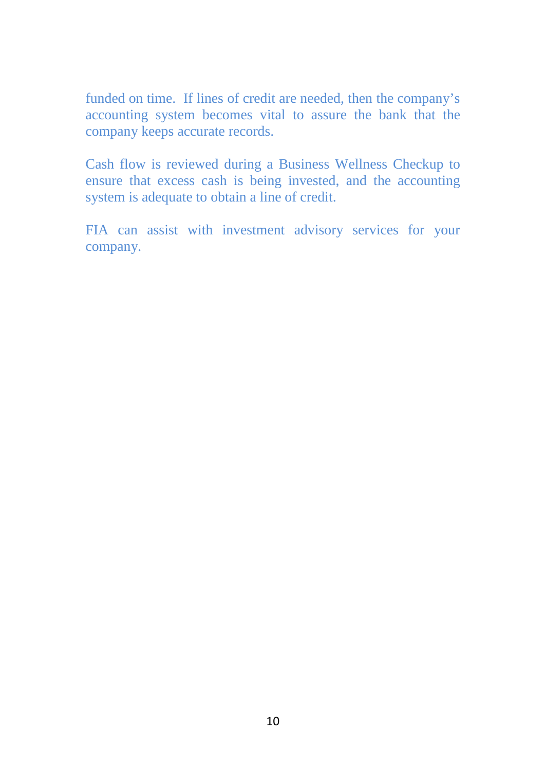funded on time.  If lines of credit are needed, then the company's accounting system becomes vital to assure the bank that the company keeps accurate records.

Cash flow is reviewed during a Business Wellness Checkup to ensure that excess cash is being invested, and the accounting system is adequate to obtain a line of credit.

FIA can assist with investment advisory services for your company.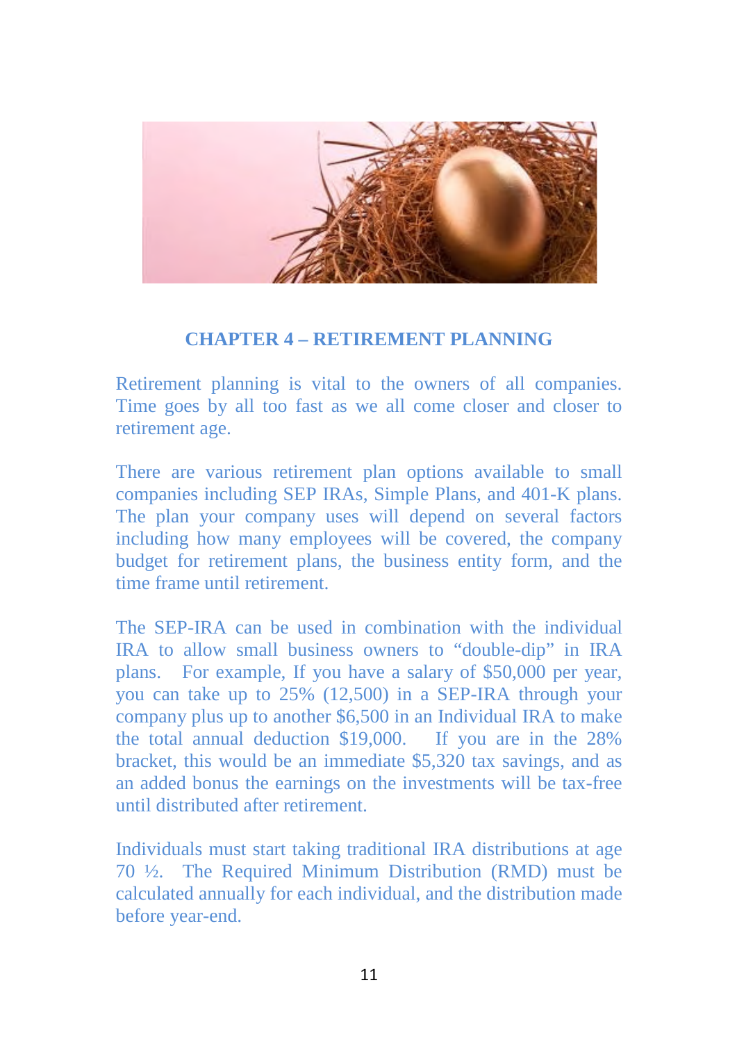## CHAPTER 4 – RETIREMENT PLANNING

Retirement planning is vital to the owners of all companies. Time goes by all too fast as we all come closer and closer to retirement age.

There are various retirement plan options available to small companies including SEP IRAs, Simple Plans, and 401-K plans. The plan your company uses will depend on several factors including how many employees will be covered, the company budget for retirement plans, the business entity form, and the time frame until retirement.

The SEP-IRA can be used in combination with the individual IRA to allow small business owners to "double-dip" in IRA plans. For example, If you have a salary of $50,000 per year, you can take up to 25% (12,500) in a SEP-IRA through your company plus up to another $6,500 in an Individual IRA to make the total annual deduction $19,000. If you are in the 28% bracket, this would be an immediate $5,320 tax savings, and as an added bonus the earnings on the investments will be tax-free until distributed after retirement.

Individuals must start taking traditional IRA distributions at age 70 ½. The Required Minimum Distribution (RMD) must be calculated annually for each individual, and the distribution made before year-end.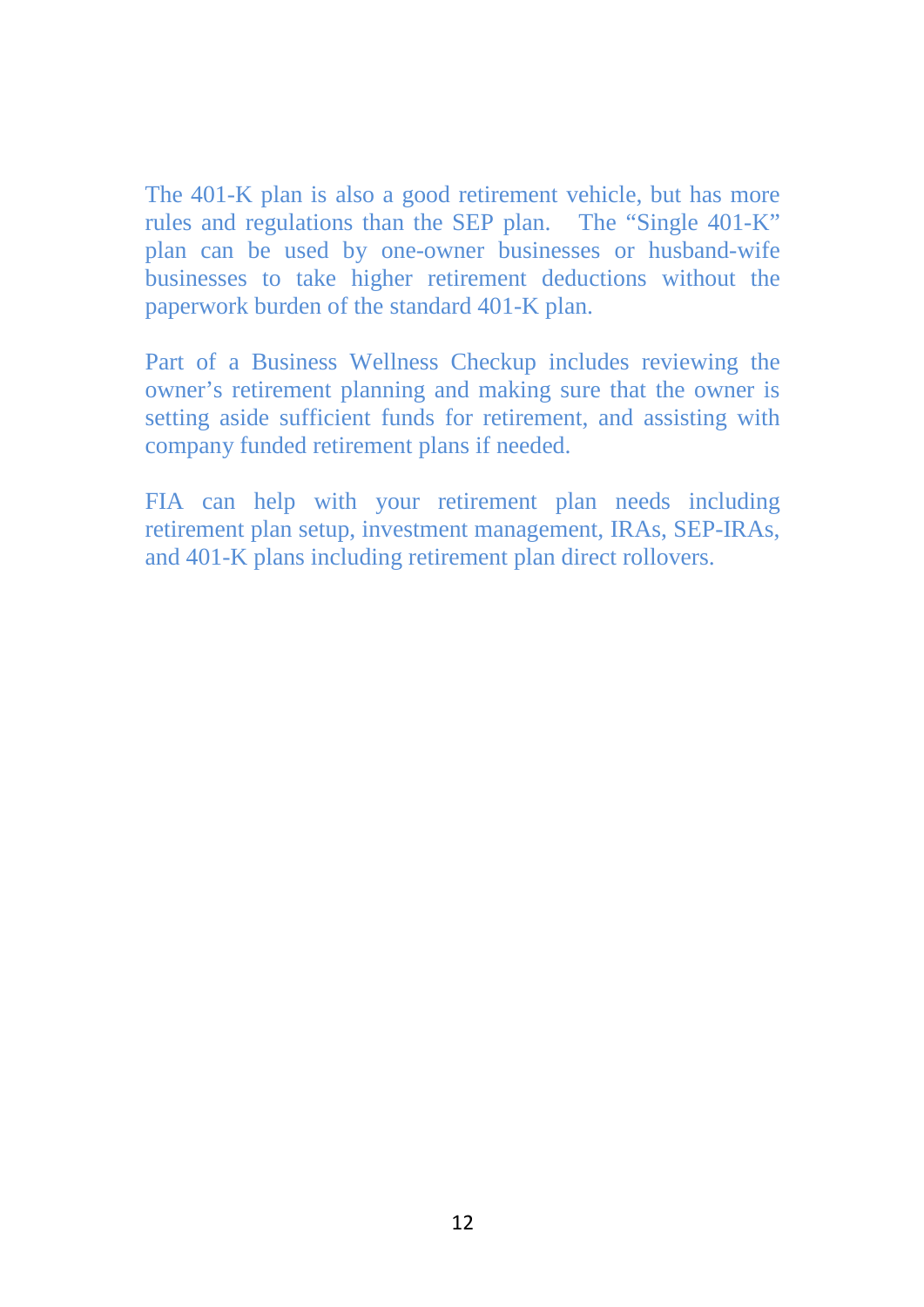The 401-K plan is also a good retirement vehicle, but has more rules and regulations than the SEP plan. The “Single 401-K” plan can be used by one-owner businesses or husband-wife businesses to take higher retirement deductions without the paperwork burden of the standard 401-K plan.

Part of a Business Wellness Checkup includes reviewing the owner’s retirement planning and making sure that the owner is setting aside sufficient funds for retirement, and assisting with company funded retirement plans if needed.

FIA can help with your retirement plan needs including retirement plan setup, investment management, IRAs, SEP-IRAs, and 401-K plans including retirement plan direct rollovers.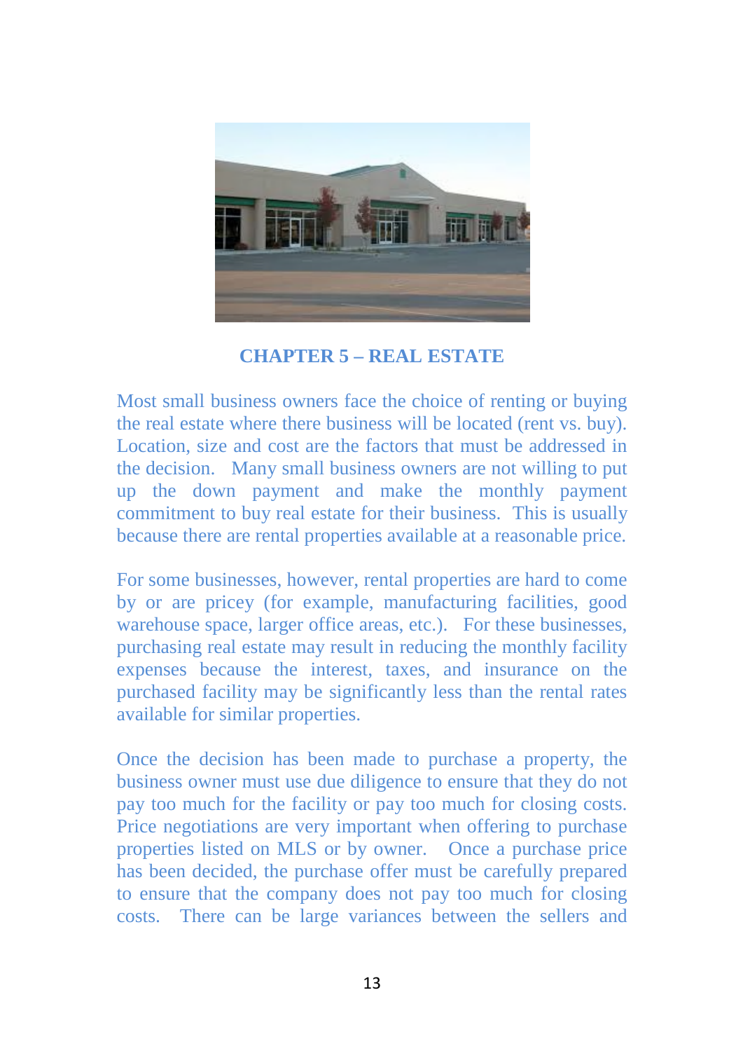## CHAPTER 5 – REAL ESTATE

Most small business owners face the choice of renting or buying the real estate where there business will be located (rent vs. buy). Location, size and cost are the factors that must be addressed in the decision. Many small business owners are not willing to put up the down payment and make the monthly payment commitment to buy real estate for their business. This is usually because there are rental properties available at a reasonable price.

For some businesses, however, rental properties are hard to come by or are pricey (for example, manufacturing facilities, good warehouse space, larger office areas, etc.). For these businesses, purchasing real estate may result in reducing the monthly facility expenses because the interest, taxes, and insurance on the purchased facility may be significantly less than the rental rates available for similar properties.

Once the decision has been made to purchase a property, the business owner must use due diligence to ensure that they do not pay too much for the facility or pay too much for closing costs. Price negotiations are very important when offering to purchase properties listed on MLS or by owner. Once a purchase price has been decided, the purchase offer must be carefully prepared to ensure that the company does not pay too much for closing costs. There can be large variances between the sellers and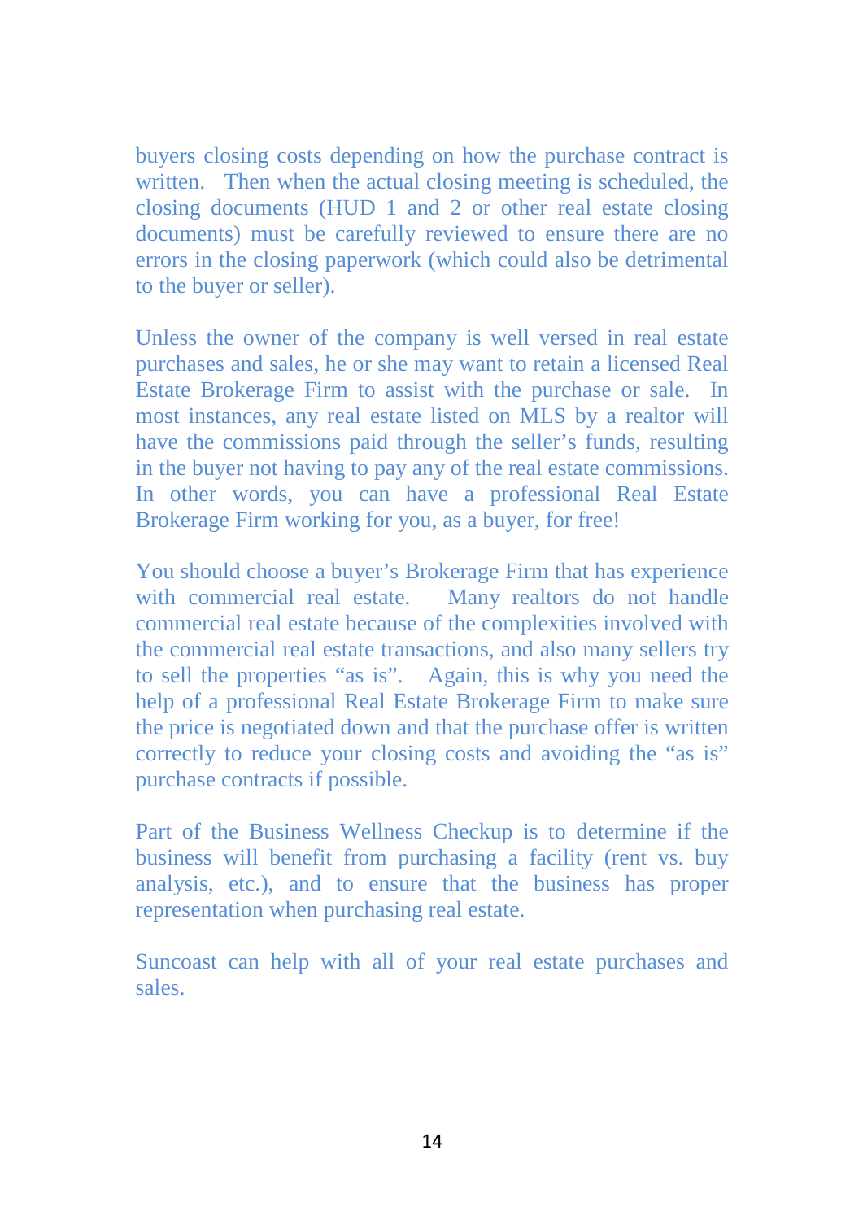buyers closing costs depending on how the purchase contract is written. Then when the actual closing meeting is scheduled, the closing documents (HUD 1 and 2 or other real estate closing documents) must be carefully reviewed to ensure there are no errors in the closing paperwork (which could also be detrimental to the buyer or seller).

Unless the owner of the company is well versed in real estate purchases and sales, he or she may want to retain a licensed Real Estate Brokerage Firm to assist with the purchase or sale. In most instances, any real estate listed on MLS by a realtor will have the commissions paid through the seller's funds, resulting in the buyer not having to pay any of the real estate commissions. In other words, you can have a professional Real Estate Brokerage Firm working for you, as a buyer, for free!

You should choose a buyer's Brokerage Firm that has experience with commercial real estate. Many realtors do not handle commercial real estate because of the complexities involved with the commercial real estate transactions, and also many sellers try to sell the properties "as is". Again, this is why you need the help of a professional Real Estate Brokerage Firm to make sure the price is negotiated down and that the purchase offer is written correctly to reduce your closing costs and avoiding the "as is" purchase contracts if possible.

Part of the Business Wellness Checkup is to determine if the business will benefit from purchasing a facility (rent vs. buy analysis, etc.), and to ensure that the business has proper representation when purchasing real estate.

Suncoast can help with all of your real estate purchases and sales.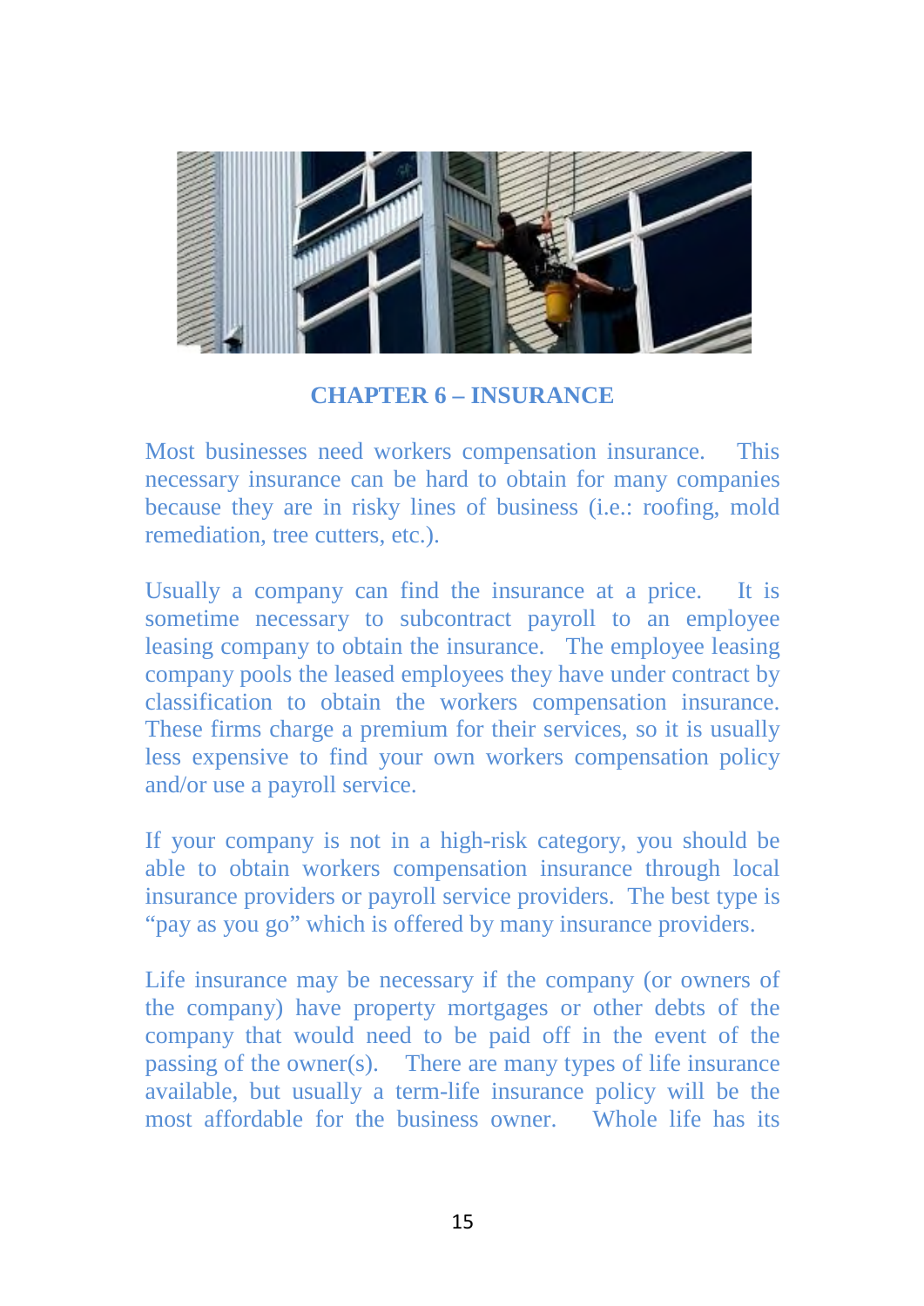# CHAPTER 6 – INSURANCE

Most businesses need workers compensation insurance. This necessary insurance can be hard to obtain for many companies because they are in risky lines of business (i.e.: roofing, mold remediation, tree cutters, etc.).

Usually a company can find the insurance at a price. It is sometime necessary to subcontract payroll to an employee leasing company to obtain the insurance. The employee leasing company pools the leased employees they have under contract by classification to obtain the workers compensation insurance. These firms charge a premium for their services, so it is usually less expensive to find your own workers compensation policy and/or use a payroll service.

If your company is not in a high-risk category, you should be able to obtain workers compensation insurance through local insurance providers or payroll service providers. The best type is "pay as you go" which is offered by many insurance providers.

Life insurance may be necessary if the company (or owners of the company) have property mortgages or other debts of the company that would need to be paid off in the event of the passing of the owner(s). There are many types of life insurance available, but usually a term-life insurance policy will be the most affordable for the business owner. Whole life has its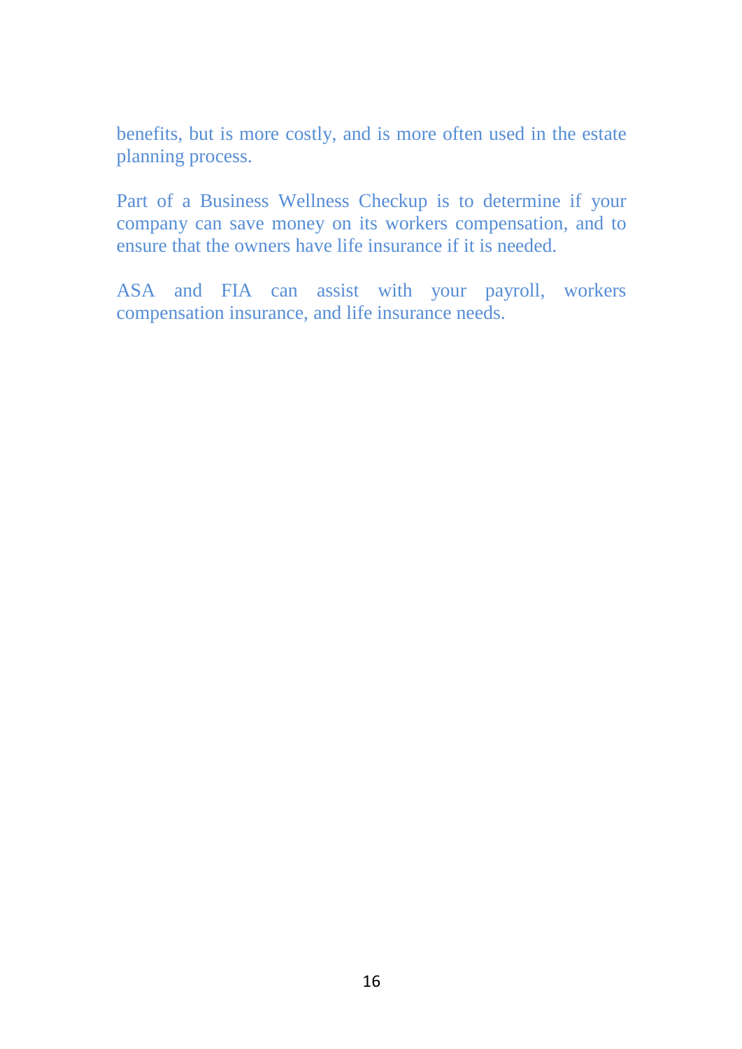benefits, but is more costly, and is more often used in the estate planning process.

Part of a Business Wellness Checkup is to determine if your company can save money on its workers compensation, and to ensure that the owners have life insurance if it is needed.

ASA and FIA can assist with your payroll, workers compensation insurance, and life insurance needs.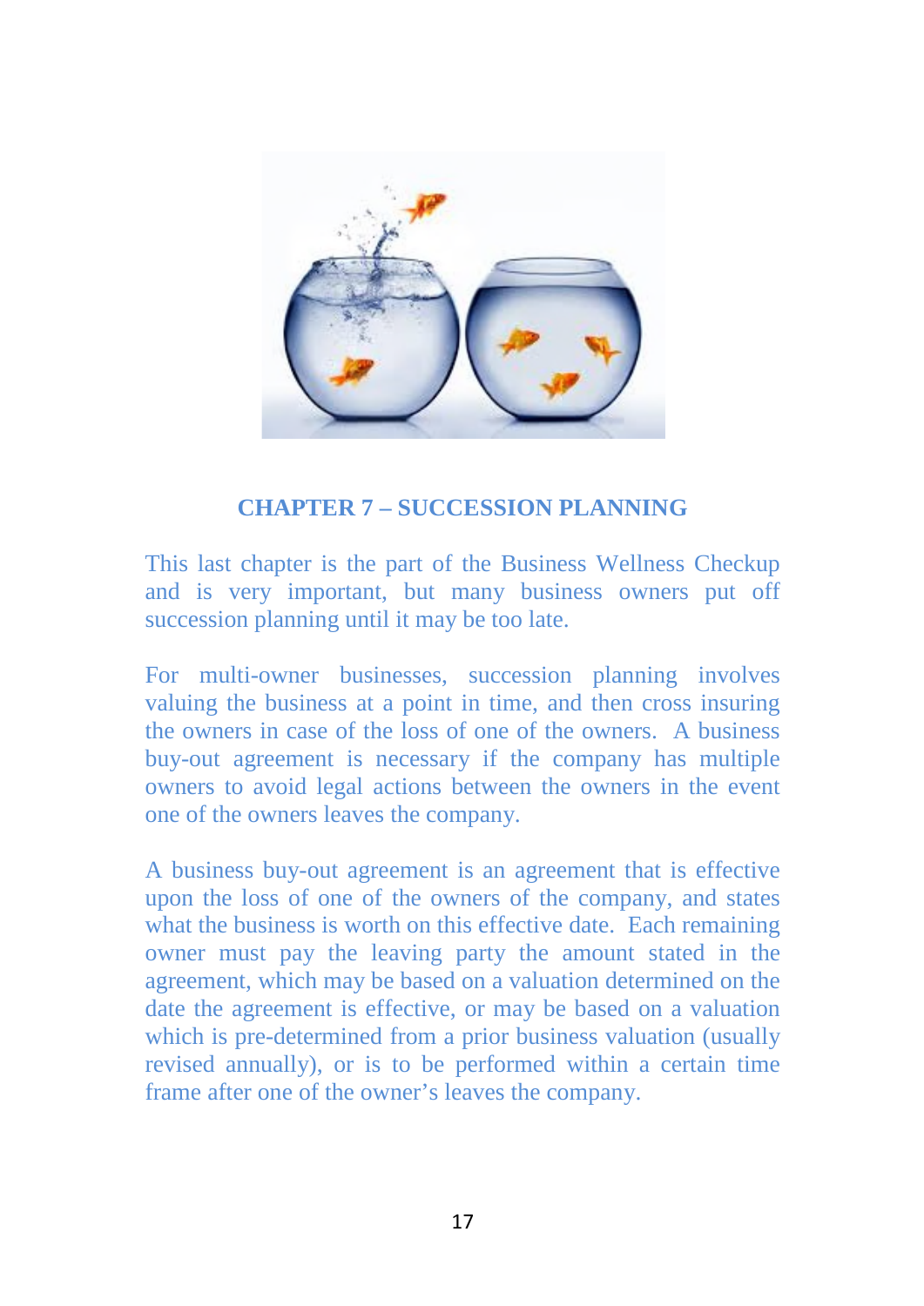## CHAPTER 7 – SUCCESSION PLANNING

This last chapter is the part of the Business Wellness Checkup and is very important, but many business owners put off succession planning until it may be too late.

For multi-owner businesses, succession planning involves valuing the business at a point in time, and then cross insuring the owners in case of the loss of one of the owners. A business buy-out agreement is necessary if the company has multiple owners to avoid legal actions between the owners in the event one of the owners leaves the company.

A business buy-out agreement is an agreement that is effective upon the loss of one of the owners of the company, and states what the business is worth on this effective date. Each remaining owner must pay the leaving party the amount stated in the agreement, which may be based on a valuation determined on the date the agreement is effective, or may be based on a valuation which is pre-determined from a prior business valuation (usually revised annually), or is to be performed within a certain time frame after one of the owner's leaves the company.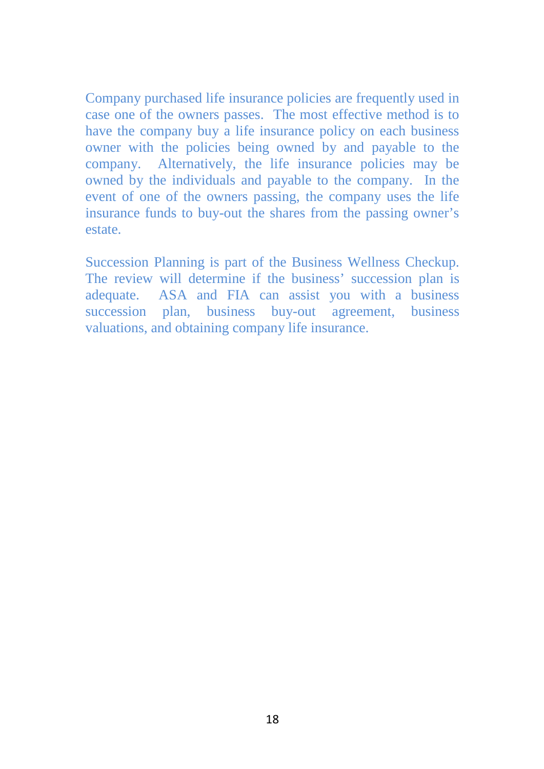Company purchased life insurance policies are frequently used in case one of the owners passes. The most effective method is to have the company buy a life insurance policy on each business owner with the policies being owned by and payable to the company. Alternatively, the life insurance policies may be owned by the individuals and payable to the company. In the event of one of the owners passing, the company uses the life insurance funds to buy-out the shares from the passing owner's estate.

Succession Planning is part of the Business Wellness Checkup. The review will determine if the business' succession plan is adequate. ASA and FIA can assist you with a business succession plan, business buy-out agreement, business valuations, and obtaining company life insurance.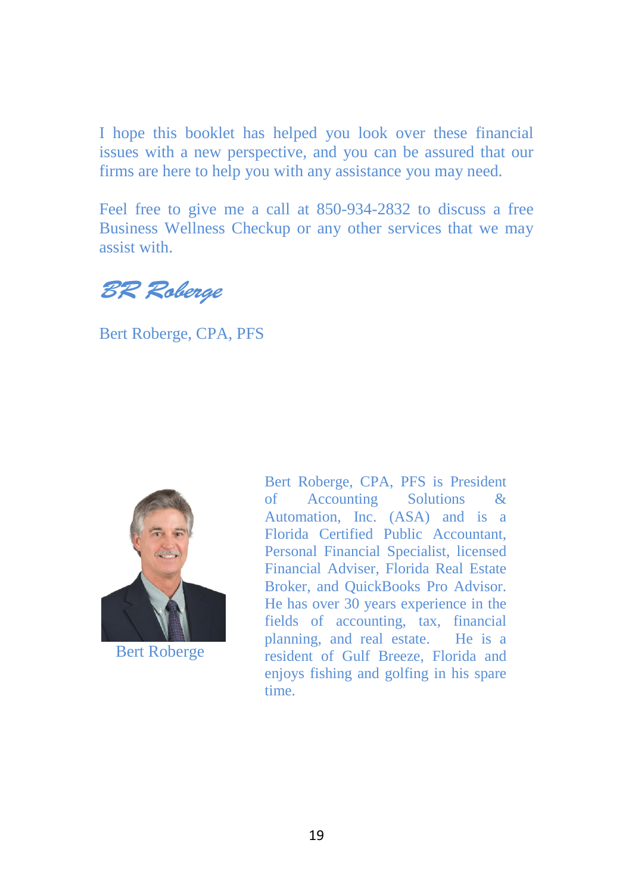I hope this booklet has helped you look over these financial issues with a new perspective, and you can be assured that our firms are here to help you with any assistance you may need.

Feel free to give me a call at 850-934-2832 to discuss a free Business Wellness Checkup or any other services that we may assist with.

*BR Roberge*

Bert Roberge, CPA, PFS

Bert Roberge

Bert Roberge, CPA, PFS is President of Accounting Solutions & Automation, Inc. (ASA) and is a Florida Certified Public Accountant, Personal Financial Specialist, licensed Financial Adviser, Florida Real Estate Broker, and QuickBooks Pro Advisor. He has over 30 years experience in the fields of accounting, tax, financial planning, and real estate. He is a resident of Gulf Breeze, Florida and enjoys fishing and golfing in his spare time.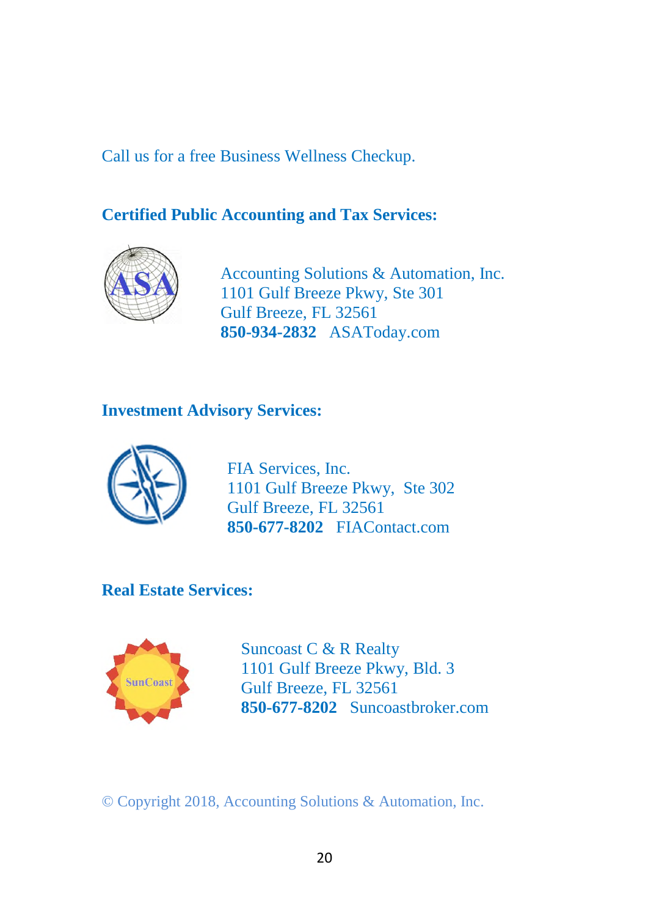Call us for a free Business Wellness Checkup.

**Certified Public Accounting and Tax Services:**

Accounting Solutions & Automation, Inc.
1101 Gulf Breeze Pkwy, Ste 301
Gulf Breeze, FL 32561
**850-934-2832** ASAToday.com

**Investment Advisory Services:**

FIA Services, Inc.
1101 Gulf Breeze Pkwy, Ste 302
Gulf Breeze, FL 32561
**850-677-8202** FIAContact.com

**Real Estate Services:**

Suncoast C & R Realty
1101 Gulf Breeze Pkwy, Bld. 3
Gulf Breeze, FL 32561
**850-677-8202** Suncoastbroker.com

© Copyright 2018, Accounting Solutions & Automation, Inc.